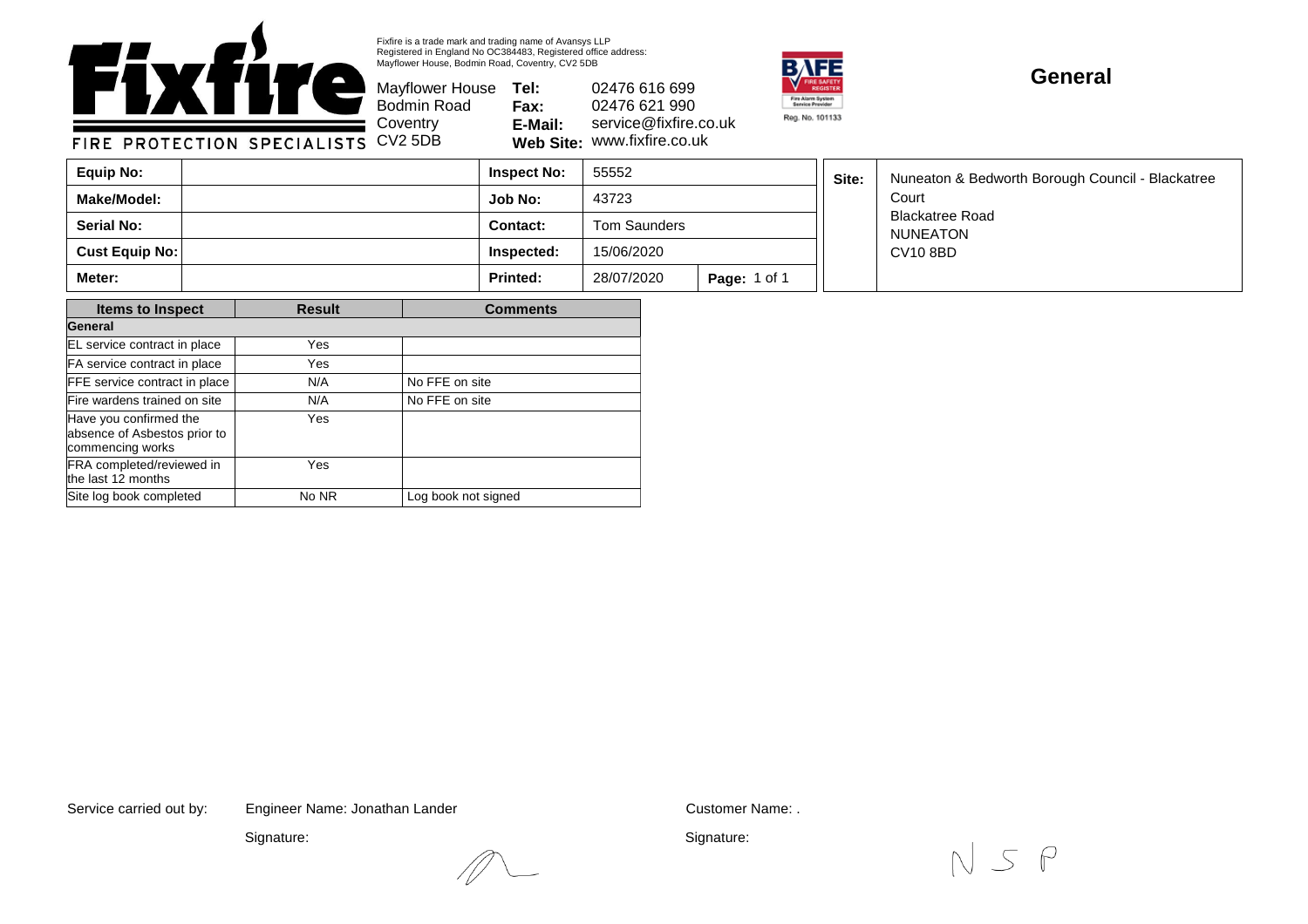Fixfire is a trade mark and trading name of Avansys LLP
Registered in England No OC384483, Registered office address:
Mayflower House, Bodmin Road, Coventry, CV2 5DB

**Fixfire**
FIRE PROTECTION SPECIALISTS

Mayflower House
Bodmin Road
Coventry
CV2 5DB

**Tel:** 02476 616 699
**Fax:** 02476 621 990
**E-Mail:** service@fixfire.co.uk
**Web Site:** www.fixfire.co.uk

BAFE Fire Safety Register – Fire Alarm System Service Provider – Reg. No. 101133

# General

| **Equip No:** | | **Inspect No:** | 55552 | |
|---|---|---|---|---|
| **Make/Model:** | | **Job No:** | 43723 | |
| **Serial No:** | | **Contact:** | Tom Saunders | |
| **Cust Equip No:** | | **Inspected:** | 15/06/2020 | |
| **Meter:** | | **Printed:** | 28/07/2020 | **Page:** 1 of 1 |

**Site:** Nuneaton & Bedworth Borough Council - Blackatree Court
Blackatree Road
NUNEATON
CV10 8BD

| Items to Inspect | Result | Comments |
|---|---|---|
| **General** | | |
| EL service contract in place | Yes | |
| FA service contract in place | Yes | |
| FFE service contract in place | N/A | No FFE on site |
| Fire wardens trained on site | N/A | No FFE on site |
| Have you confirmed the absence of Asbestos prior to commencing works | Yes | |
| FRA completed/reviewed in the last 12 months | Yes | |
| Site log book completed | No NR | Log book not signed |

Service carried out by: Engineer Name: Jonathan Lander

Signature:

Customer Name: .

Signature: N S P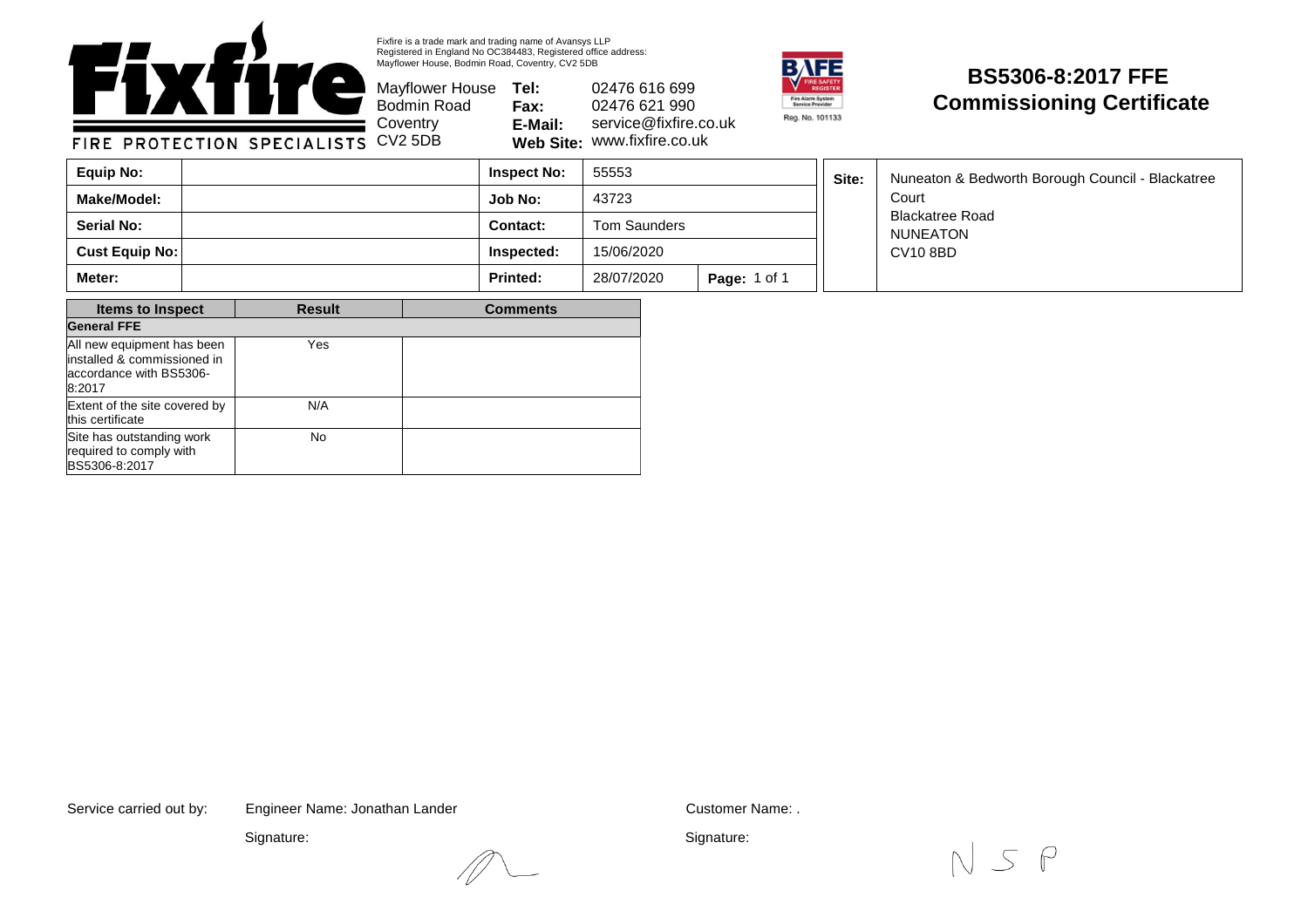Fixfire is a trade mark and trading name of Avansys LLP
Registered in England No OC384483, Registered office address:
Mayflower House, Bodmin Road, Coventry, CV2 5DB

Fixfire
FIRE PROTECTION SPECIALISTS

Mayflower House
Bodmin Road
Coventry
CV2 5DB

**Tel:** 02476 616 699
**Fax:** 02476 621 990
**E-Mail:** service@fixfire.co.uk
**Web Site:** www.fixfire.co.uk

BAFE FIRE SAFETY REGISTER
Fire Alarm System Service Provider
Reg. No. 101133

# BS5306-8:2017 FFE Commissioning Certificate

| | | | | | | |
|---|---|---|---|---|---|---|
| **Equip No:** | | **Inspect No:** | 55553 | | **Site:** | Nuneaton & Bedworth Borough Council - Blackatree Court<br>Blackatree Road<br>NUNEATON<br>CV10 8BD |
| **Make/Model:** | | **Job No:** | 43723 | | | |
| **Serial No:** | | **Contact:** | Tom Saunders | | | |
| **Cust Equip No:** | | **Inspected:** | 15/06/2020 | | | |
| **Meter:** | | **Printed:** | 28/07/2020 | **Page:** 1 of 1 | | |

| Items to Inspect | Result | Comments |
|---|---|---|
| **General FFE** | | |
| All new equipment has been installed & commissioned in accordance with BS5306-8:2017 | Yes | |
| Extent of the site covered by this certificate | N/A | |
| Site has outstanding work required to comply with BS5306-8:2017 | No | |

Service carried out by: Engineer Name: Jonathan Lander

Signature:

Customer Name: .

Signature: N S P